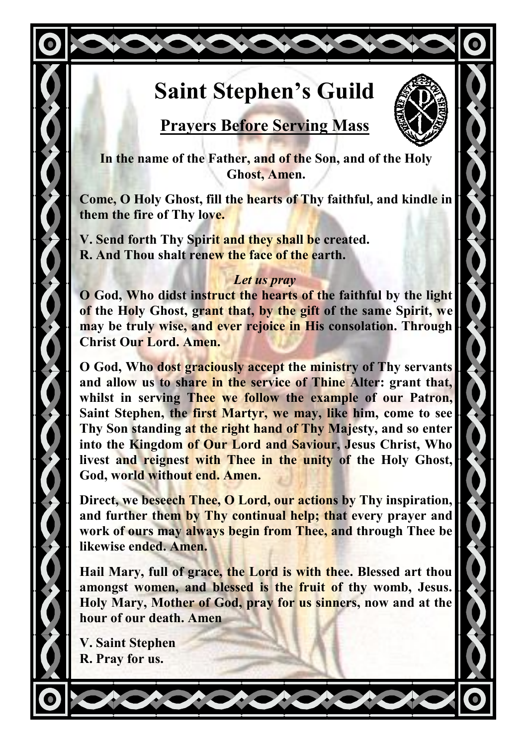# Saint Stephen's Guild

## Prayers Before Serving Mass

**In the name of the Father, and of the Son, and of the Holy Ghost, Amen.**

**Come, O Holy Ghost, fill the hearts of Thy faithful, and kindle in them the fire of Thy love.**

**V. Send forth Thy Spirit and they shall be created.**
**R. And Thou shalt renew the face of the earth.**

***Let us pray***

**O God, Who didst instruct the hearts of the faithful by the light of the Holy Ghost, grant that, by the gift of the same Spirit, we may be truly wise, and ever rejoice in His consolation. Through Christ Our Lord. Amen.**

**O God, Who dost graciously accept the ministry of Thy servants and allow us to share in the service of Thine Alter: grant that, whilst in serving Thee we follow the example of our Patron, Saint Stephen, the first Martyr, we may, like him, come to see Thy Son standing at the right hand of Thy Majesty, and so enter into the Kingdom of Our Lord and Saviour, Jesus Christ, Who livest and reignest with Thee in the unity of the Holy Ghost, God, world without end. Amen.**

**Direct, we beseech Thee, O Lord, our actions by Thy inspiration, and further them by Thy continual help; that every prayer and work of ours may always begin from Thee, and through Thee be likewise ended. Amen.**

**Hail Mary, full of grace, the Lord is with thee. Blessed art thou amongst women, and blessed is the fruit of thy womb, Jesus. Holy Mary, Mother of God, pray for us sinners, now and at the hour of our death. Amen**

**V. Saint Stephen**
**R. Pray for us.**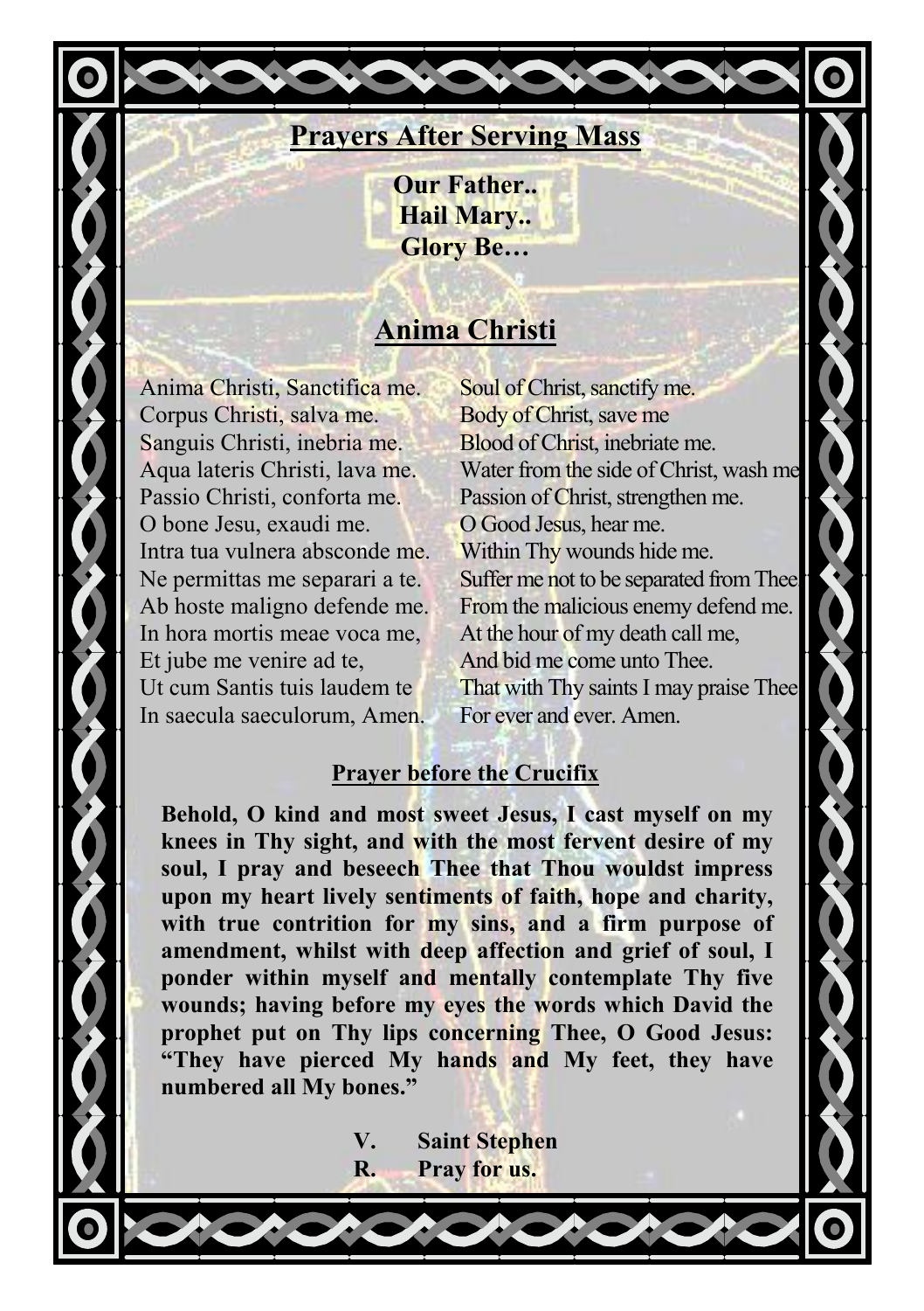## Prayers After Serving Mass

**Our Father..**
**Hail Mary..**
**Glory Be…**

## Anima Christi

| | |
|---|---|
| Anima Christi, Sanctifica me. | Soul of Christ, sanctify me. |
| Corpus Christi, salva me. | Body of Christ, save me |
| Sanguis Christi, inebria me. | Blood of Christ, inebriate me. |
| Aqua lateris Christi, lava me. | Water from the side of Christ, wash me |
| Passio Christi, conforta me. | Passion of Christ, strengthen me. |
| O bone Jesu, exaudi me. | O Good Jesus, hear me. |
| Intra tua vulnera absconde me. | Within Thy wounds hide me. |
| Ne permittas me separari a te. | Suffer me not to be separated from Thee |
| Ab hoste maligno defende me. | From the malicious enemy defend me. |
| In hora mortis meae voca me, | At the hour of my death call me, |
| Et jube me venire ad te, | And bid me come unto Thee. |
| Ut cum Santis tuis laudem te | That with Thy saints I may praise Thee |
| In saecula saeculorum, Amen. | For ever and ever. Amen. |

### Prayer before the Crucifix

**Behold, O kind and most sweet Jesus, I cast myself on my knees in Thy sight, and with the most fervent desire of my soul, I pray and beseech Thee that Thou wouldst impress upon my heart lively sentiments of faith, hope and charity, with true contrition for my sins, and a firm purpose of amendment, whilst with deep affection and grief of soul, I ponder within myself and mentally contemplate Thy five wounds; having before my eyes the words which David the prophet put on Thy lips concerning Thee, O Good Jesus: "They have pierced My hands and My feet, they have numbered all My bones."**

**V. Saint Stephen**
**R. Pray for us.**